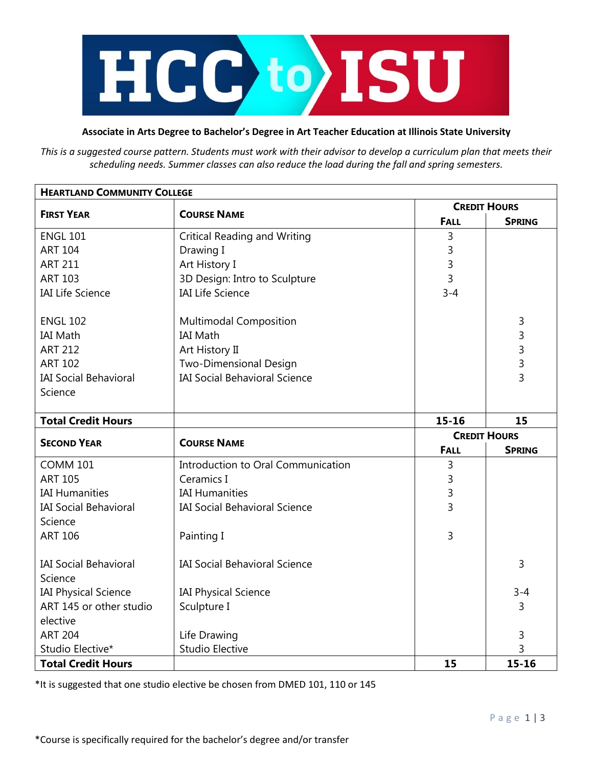# HCC to ISU

**Associate in Arts Degree to Bachelor's Degree in Art Teacher Education at Illinois State University**

*This is a suggested course pattern. Students must work with their advisor to develop a curriculum plan that meets their scheduling needs. Summer classes can also reduce the load during the fall and spring semesters.*

| **HEARTLAND COMMUNITY COLLEGE** | | | |
|---|---|---|---|
| **FIRST YEAR** | **COURSE NAME** | **CREDIT HOURS** | |
| | | **FALL** | **SPRING** |
| ENGL 101 | Critical Reading and Writing | 3 | |
| ART 104 | Drawing I | 3 | |
| ART 211 | Art History I | 3 | |
| ART 103 | 3D Design: Intro to Sculpture | 3 | |
| IAI Life Science | IAI Life Science | 3-4 | |
| ENGL 102 | Multimodal Composition | | 3 |
| IAI Math | IAI Math | | 3 |
| ART 212 | Art History II | | 3 |
| ART 102 | Two-Dimensional Design | | 3 |
| IAI Social Behavioral Science | IAI Social Behavioral Science | | 3 |
| **Total Credit Hours** | | **15-16** | **15** |
| **SECOND YEAR** | **COURSE NAME** | **CREDIT HOURS** | |
| | | **FALL** | **SPRING** |
| COMM 101 | Introduction to Oral Communication | 3 | |
| ART 105 | Ceramics I | 3 | |
| IAI Humanities | IAI Humanities | 3 | |
| IAI Social Behavioral Science | IAI Social Behavioral Science | 3 | |
| ART 106 | Painting I | 3 | |
| IAI Social Behavioral Science | IAI Social Behavioral Science | | 3 |
| IAI Physical Science | IAI Physical Science | | 3-4 |
| ART 145 or other studio elective | Sculpture I | | 3 |
| ART 204 | Life Drawing | | 3 |
| Studio Elective* | Studio Elective | | 3 |
| **Total Credit Hours** | | **15** | **15-16** |

*It is suggested that one studio elective be chosen from DMED 101, 110 or 145

*Course is specifically required for the bachelor's degree and/or transfer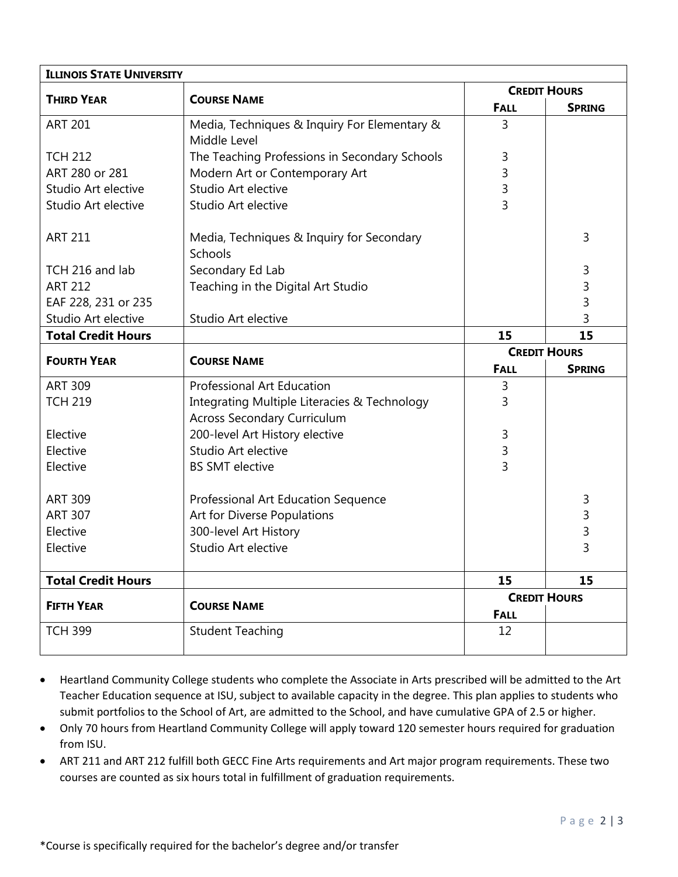| ILLINOIS STATE UNIVERSITY | | | |
|---|---|---|---|
| **THIRD YEAR** | **COURSE NAME** | **CREDIT HOURS** | |
| | | **FALL** | **SPRING** |
| ART 201 | Media, Techniques & Inquiry For Elementary & Middle Level | 3 | |
| TCH 212 | The Teaching Professions in Secondary Schools | 3 | |
| ART 280 or 281 | Modern Art or Contemporary Art | 3 | |
| Studio Art elective | Studio Art elective | 3 | |
| Studio Art elective | Studio Art elective | 3 | |
| ART 211 | Media, Techniques & Inquiry for Secondary Schools | | 3 |
| TCH 216 and lab | Secondary Ed Lab | | 3 |
| ART 212 | Teaching in the Digital Art Studio | | 3 |
| EAF 228, 231 or 235 | | | 3 |
| Studio Art elective | Studio Art elective | | 3 |
| **Total Credit Hours** | | **15** | **15** |
| **FOURTH YEAR** | **COURSE NAME** | **CREDIT HOURS** | |
| | | **FALL** | **SPRING** |
| ART 309 | Professional Art Education | 3 | |
| TCH 219 | Integrating Multiple Literacies & Technology Across Secondary Curriculum | 3 | |
| Elective | 200-level Art History elective | 3 | |
| Elective | Studio Art elective | 3 | |
| Elective | BS SMT elective | 3 | |
| ART 309 | Professional Art Education Sequence | | 3 |
| ART 307 | Art for Diverse Populations | | 3 |
| Elective | 300-level Art History | | 3 |
| Elective | Studio Art elective | | 3 |
| **Total Credit Hours** | | **15** | **15** |
| **FIFTH YEAR** | **COURSE NAME** | **CREDIT HOURS** | |
| | | **FALL** | |
| TCH 399 | Student Teaching | 12 | |

- Heartland Community College students who complete the Associate in Arts prescribed will be admitted to the Art Teacher Education sequence at ISU, subject to available capacity in the degree. This plan applies to students who submit portfolios to the School of Art, are admitted to the School, and have cumulative GPA of 2.5 or higher.
- Only 70 hours from Heartland Community College will apply toward 120 semester hours required for graduation from ISU.
- ART 211 and ART 212 fulfill both GECC Fine Arts requirements and Art major program requirements. These two courses are counted as six hours total in fulfillment of graduation requirements.

*Course is specifically required for the bachelor's degree and/or transfer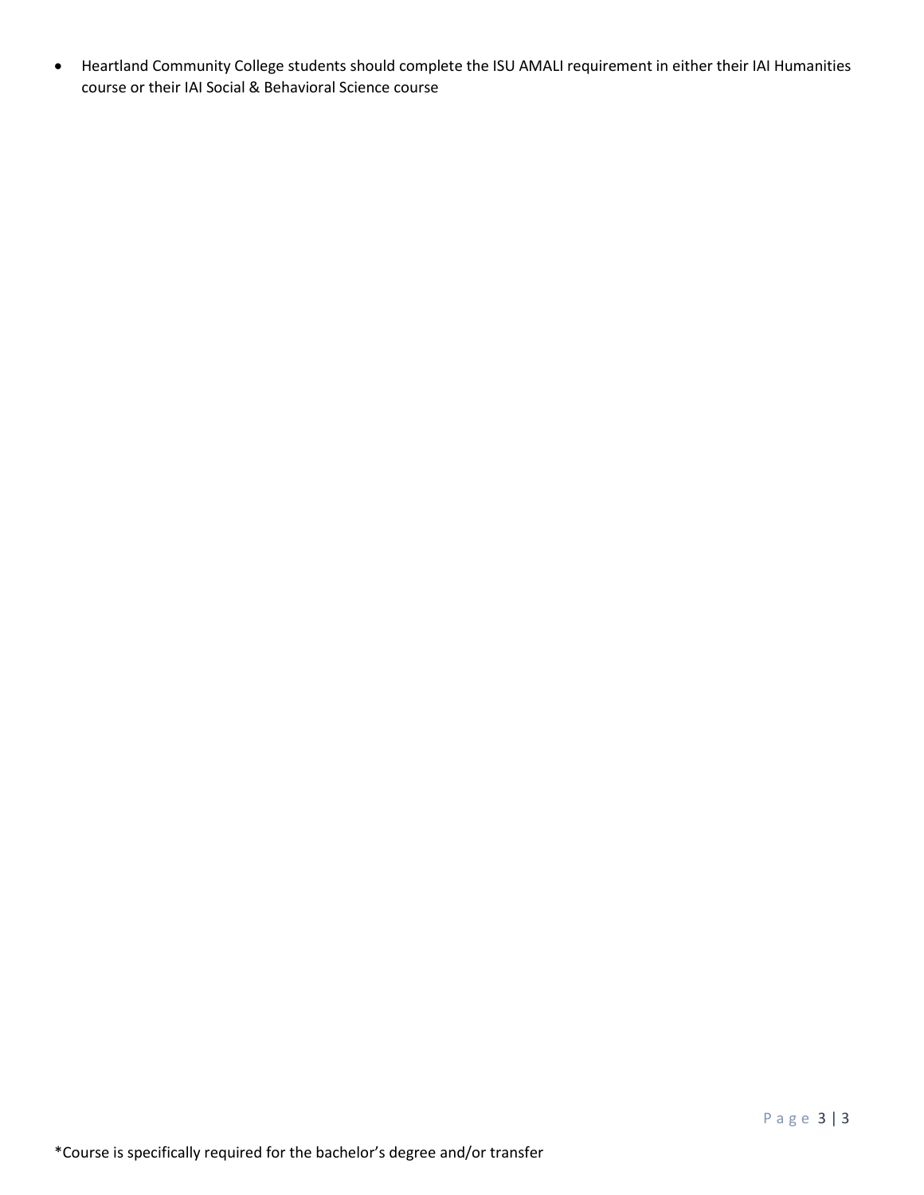- Heartland Community College students should complete the ISU AMALI requirement in either their IAI Humanities course or their IAI Social & Behavioral Science course

*Course is specifically required for the bachelor's degree and/or transfer